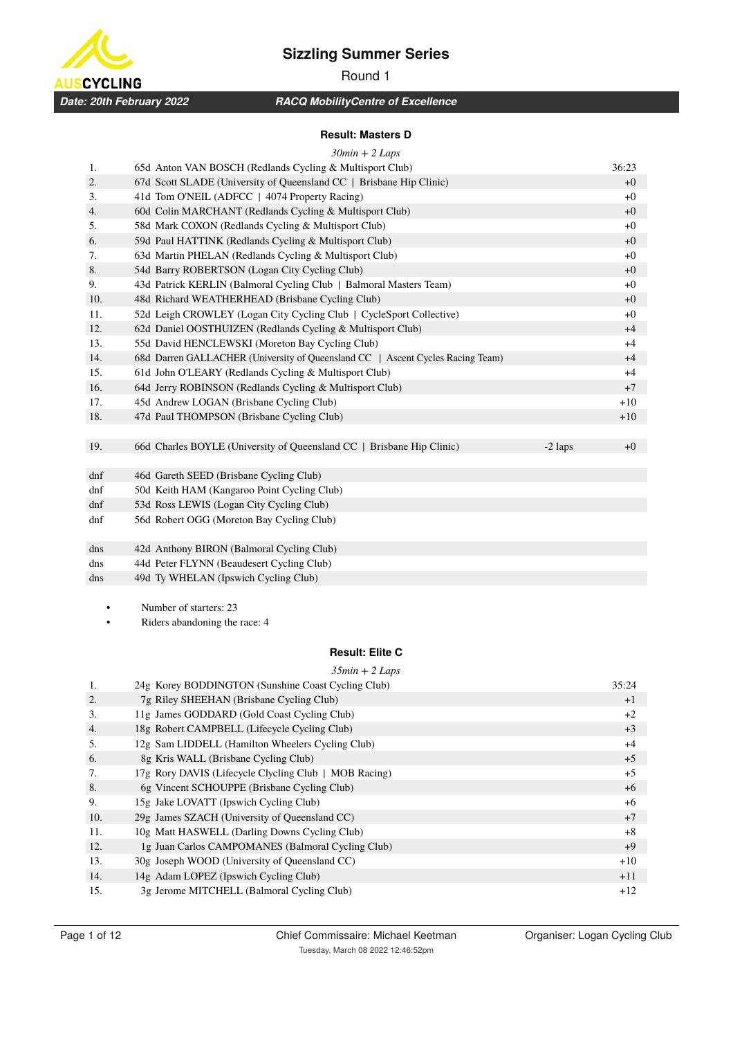# Sizzling Summer Series

Round 1

**Date: 20th February 2022** | **RACQ MobilityCentre of Excellence**

### Result: Masters D

*30min + 2 Laps*

| Pos | Rider | Laps | Time |
|---|---|---|---|
| 1. | 65d Anton VAN BOSCH (Redlands Cycling & Multisport Club) | | 36:23 |
| 2. | 67d Scott SLADE (University of Queensland CC \| Brisbane Hip Clinic) | | +0 |
| 3. | 41d Tom O'NEIL (ADFCC \| 4074 Property Racing) | | +0 |
| 4. | 60d Colin MARCHANT (Redlands Cycling & Multisport Club) | | +0 |
| 5. | 58d Mark COXON (Redlands Cycling & Multisport Club) | | +0 |
| 6. | 59d Paul HATTINK (Redlands Cycling & Multisport Club) | | +0 |
| 7. | 63d Martin PHELAN (Redlands Cycling & Multisport Club) | | +0 |
| 8. | 54d Barry ROBERTSON (Logan City Cycling Club) | | +0 |
| 9. | 43d Patrick KERLIN (Balmoral Cycling Club \| Balmoral Masters Team) | | +0 |
| 10. | 48d Richard WEATHERHEAD (Brisbane Cycling Club) | | +0 |
| 11. | 52d Leigh CROWLEY (Logan City Cycling Club \| CycleSport Collective) | | +0 |
| 12. | 62d Daniel OOSTHUIZEN (Redlands Cycling & Multisport Club) | | +4 |
| 13. | 55d David HENCLEWSKI (Moreton Bay Cycling Club) | | +4 |
| 14. | 68d Darren GALLACHER (University of Queensland CC \| Ascent Cycles Racing Team) | | +4 |
| 15. | 61d John O'LEARY (Redlands Cycling & Multisport Club) | | +4 |
| 16. | 64d Jerry ROBINSON (Redlands Cycling & Multisport Club) | | +7 |
| 17. | 45d Andrew LOGAN (Brisbane Cycling Club) | | +10 |
| 18. | 47d Paul THOMPSON (Brisbane Cycling Club) | | +10 |
| 19. | 66d Charles BOYLE (University of Queensland CC \| Brisbane Hip Clinic) | -2 laps | +0 |
| dnf | 46d Gareth SEED (Brisbane Cycling Club) | | |
| dnf | 50d Keith HAM (Kangaroo Point Cycling Club) | | |
| dnf | 53d Ross LEWIS (Logan City Cycling Club) | | |
| dnf | 56d Robert OGG (Moreton Bay Cycling Club) | | |
| dns | 42d Anthony BIRON (Balmoral Cycling Club) | | |
| dns | 44d Peter FLYNN (Beaudesert Cycling Club) | | |
| dns | 49d Ty WHELAN (Ipswich Cycling Club) | | |

- Number of starters: 23
- Riders abandoning the race: 4

### Result: Elite C

*35min + 2 Laps*

| Pos | Rider | Time |
|---|---|---|
| 1. | 24g Korey BODDINGTON (Sunshine Coast Cycling Club) | 35:24 |
| 2. | 7g Riley SHEEHAN (Brisbane Cycling Club) | +1 |
| 3. | 11g James GODDARD (Gold Coast Cycling Club) | +2 |
| 4. | 18g Robert CAMPBELL (Lifecycle Cycling Club) | +3 |
| 5. | 12g Sam LIDDELL (Hamilton Wheelers Cycling Club) | +4 |
| 6. | 8g Kris WALL (Brisbane Cycling Club) | +5 |
| 7. | 17g Rory DAVIS (Lifecycle Cycling Club \| MOB Racing) | +5 |
| 8. | 6g Vincent SCHOUPPE (Brisbane Cycling Club) | +6 |
| 9. | 15g Jake LOVATT (Ipswich Cycling Club) | +6 |
| 10. | 29g James SZACH (University of Queensland CC) | +7 |
| 11. | 10g Matt HASWELL (Darling Downs Cycling Club) | +8 |
| 12. | 1g Juan Carlos CAMPOMANES (Balmoral Cycling Club) | +9 |
| 13. | 30g Joseph WOOD (University of Queensland CC) | +10 |
| 14. | 14g Adam LOPEZ (Ipswich Cycling Club) | +11 |
| 15. | 3g Jerome MITCHELL (Balmoral Cycling Club) | +12 |

Chief Commissaire: Michael Keetman | Organiser: Logan Cycling Club

Tuesday, March 08 2022 12:46:52pm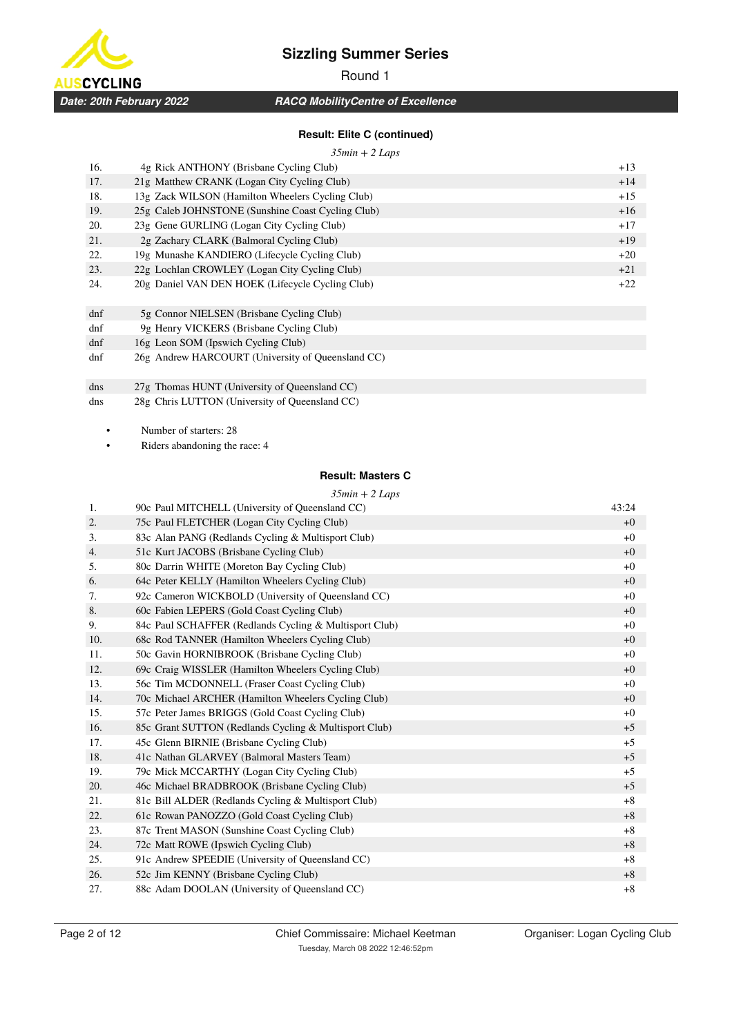# Sizzling Summer Series

Round 1

**Date: 20th February 2022** | ***RACQ MobilityCentre of Excellence***

### Result: Elite C (continued)

*35min + 2 Laps*

| | | |
|---|---|---|
| 16. | 4g Rick ANTHONY (Brisbane Cycling Club) | +13 |
| 17. | 21g Matthew CRANK (Logan City Cycling Club) | +14 |
| 18. | 13g Zack WILSON (Hamilton Wheelers Cycling Club) | +15 |
| 19. | 25g Caleb JOHNSTONE (Sunshine Coast Cycling Club) | +16 |
| 20. | 23g Gene GURLING (Logan City Cycling Club) | +17 |
| 21. | 2g Zachary CLARK (Balmoral Cycling Club) | +19 |
| 22. | 19g Munashe KANDIERO (Lifecycle Cycling Club) | +20 |
| 23. | 22g Lochlan CROWLEY (Logan City Cycling Club) | +21 |
| 24. | 20g Daniel VAN DEN HOEK (Lifecycle Cycling Club) | +22 |
| | | |
| dnf | 5g Connor NIELSEN (Brisbane Cycling Club) | |
| dnf | 9g Henry VICKERS (Brisbane Cycling Club) | |
| dnf | 16g Leon SOM (Ipswich Cycling Club) | |
| dnf | 26g Andrew HARCOURT (University of Queensland CC) | |
| | | |
| dns | 27g Thomas HUNT (University of Queensland CC) | |
| dns | 28g Chris LUTTON (University of Queensland CC) | |

- Number of starters: 28
- Riders abandoning the race: 4

### Result: Masters C

*35min + 2 Laps*

| | | |
|---|---|---|
| 1. | 90c Paul MITCHELL (University of Queensland CC) | 43:24 |
| 2. | 75c Paul FLETCHER (Logan City Cycling Club) | +0 |
| 3. | 83c Alan PANG (Redlands Cycling & Multisport Club) | +0 |
| 4. | 51c Kurt JACOBS (Brisbane Cycling Club) | +0 |
| 5. | 80c Darrin WHITE (Moreton Bay Cycling Club) | +0 |
| 6. | 64c Peter KELLY (Hamilton Wheelers Cycling Club) | +0 |
| 7. | 92c Cameron WICKBOLD (University of Queensland CC) | +0 |
| 8. | 60c Fabien LEPERS (Gold Coast Cycling Club) | +0 |
| 9. | 84c Paul SCHAFFER (Redlands Cycling & Multisport Club) | +0 |
| 10. | 68c Rod TANNER (Hamilton Wheelers Cycling Club) | +0 |
| 11. | 50c Gavin HORNIBROOK (Brisbane Cycling Club) | +0 |
| 12. | 69c Craig WISSLER (Hamilton Wheelers Cycling Club) | +0 |
| 13. | 56c Tim MCDONNELL (Fraser Coast Cycling Club) | +0 |
| 14. | 70c Michael ARCHER (Hamilton Wheelers Cycling Club) | +0 |
| 15. | 57c Peter James BRIGGS (Gold Coast Cycling Club) | +0 |
| 16. | 85c Grant SUTTON (Redlands Cycling & Multisport Club) | +5 |
| 17. | 45c Glenn BIRNIE (Brisbane Cycling Club) | +5 |
| 18. | 41c Nathan GLARVEY (Balmoral Masters Team) | +5 |
| 19. | 79c Mick MCCARTHY (Logan City Cycling Club) | +5 |
| 20. | 46c Michael BRADBROOK (Brisbane Cycling Club) | +5 |
| 21. | 81c Bill ALDER (Redlands Cycling & Multisport Club) | +8 |
| 22. | 61c Rowan PANOZZO (Gold Coast Cycling Club) | +8 |
| 23. | 87c Trent MASON (Sunshine Coast Cycling Club) | +8 |
| 24. | 72c Matt ROWE (Ipswich Cycling Club) | +8 |
| 25. | 91c Andrew SPEEDIE (University of Queensland CC) | +8 |
| 26. | 52c Jim KENNY (Brisbane Cycling Club) | +8 |
| 27. | 88c Adam DOOLAN (University of Queensland CC) | +8 |

Chief Commissaire: Michael Keetman | Organiser: Logan Cycling Club

Tuesday, March 08 2022 12:46:52pm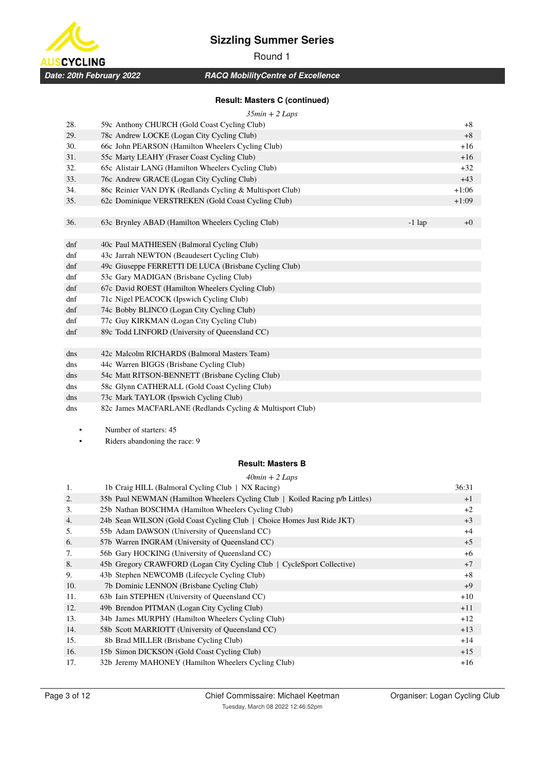# Sizzling Summer Series

Round 1

**Date: 20th February 2022** | **RACQ MobilityCentre of Excellence**

### Result: Masters C (continued)

*35min + 2 Laps*

| | | | |
|---|---|---|---|
| 28. | 59c Anthony CHURCH (Gold Coast Cycling Club) | | +8 |
| 29. | 78c Andrew LOCKE (Logan City Cycling Club) | | +8 |
| 30. | 66c John PEARSON (Hamilton Wheelers Cycling Club) | | +16 |
| 31. | 55c Marty LEAHY (Fraser Coast Cycling Club) | | +16 |
| 32. | 65c Alistair LANG (Hamilton Wheelers Cycling Club) | | +32 |
| 33. | 76c Andrew GRACE (Logan City Cycling Club) | | +43 |
| 34. | 86c Reinier VAN DYK (Redlands Cycling & Multisport Club) | | +1:06 |
| 35. | 62c Dominique VERSTREKEN (Gold Coast Cycling Club) | | +1:09 |
| 36. | 63c Brynley ABAD (Hamilton Wheelers Cycling Club) | -1 lap | +0 |
| dnf | 40c Paul MATHIESEN (Balmoral Cycling Club) | | |
| dnf | 43c Jarrah NEWTON (Beaudesert Cycling Club) | | |
| dnf | 49c Giuseppe FERRETTI DE LUCA (Brisbane Cycling Club) | | |
| dnf | 53c Gary MADIGAN (Brisbane Cycling Club) | | |
| dnf | 67c David ROEST (Hamilton Wheelers Cycling Club) | | |
| dnf | 71c Nigel PEACOCK (Ipswich Cycling Club) | | |
| dnf | 74c Bobby BLINCO (Logan City Cycling Club) | | |
| dnf | 77c Guy KIRKMAN (Logan City Cycling Club) | | |
| dnf | 89c Todd LINFORD (University of Queensland CC) | | |
| dns | 42c Malcolm RICHARDS (Balmoral Masters Team) | | |
| dns | 44c Warren BIGGS (Brisbane Cycling Club) | | |
| dns | 54c Matt RITSON-BENNETT (Brisbane Cycling Club) | | |
| dns | 58c Glynn CATHERALL (Gold Coast Cycling Club) | | |
| dns | 73c Mark TAYLOR (Ipswich Cycling Club) | | |
| dns | 82c James MACFARLANE (Redlands Cycling & Multisport Club) | | |

- Number of starters: 45
- Riders abandoning the race: 9

### Result: Masters B

*40min + 2 Laps*

| | | |
|---|---|---|
| 1. | 1b Craig HILL (Balmoral Cycling Club \| NX Racing) | 36:31 |
| 2. | 35b Paul NEWMAN (Hamilton Wheelers Cycling Club \| Koiled Racing p/b Littles) | +1 |
| 3. | 25b Nathan BOSCHMA (Hamilton Wheelers Cycling Club) | +2 |
| 4. | 24b Sean WILSON (Gold Coast Cycling Club \| Choice Homes Just Ride JKT) | +3 |
| 5. | 55b Adam DAWSON (University of Queensland CC) | +4 |
| 6. | 57b Warren INGRAM (University of Queensland CC) | +5 |
| 7. | 56b Gary HOCKING (University of Queensland CC) | +6 |
| 8. | 45b Gregory CRAWFORD (Logan City Cycling Club \| CycleSport Collective) | +7 |
| 9. | 43b Stephen NEWCOMB (Lifecycle Cycling Club) | +8 |
| 10. | 7b Dominic LENNON (Brisbane Cycling Club) | +9 |
| 11. | 63b Iain STEPHEN (University of Queensland CC) | +10 |
| 12. | 49b Brendon PITMAN (Logan City Cycling Club) | +11 |
| 13. | 34b James MURPHY (Hamilton Wheelers Cycling Club) | +12 |
| 14. | 58b Scott MARRIOTT (University of Queensland CC) | +13 |
| 15. | 8b Brad MILLER (Brisbane Cycling Club) | +14 |
| 16. | 15b Simon DICKSON (Gold Coast Cycling Club) | +15 |
| 17. | 32b Jeremy MAHONEY (Hamilton Wheelers Cycling Club) | +16 |

Chief Commissaire: Michael Keetman | Organiser: Logan Cycling Club

Tuesday, March 08 2022 12:46:52pm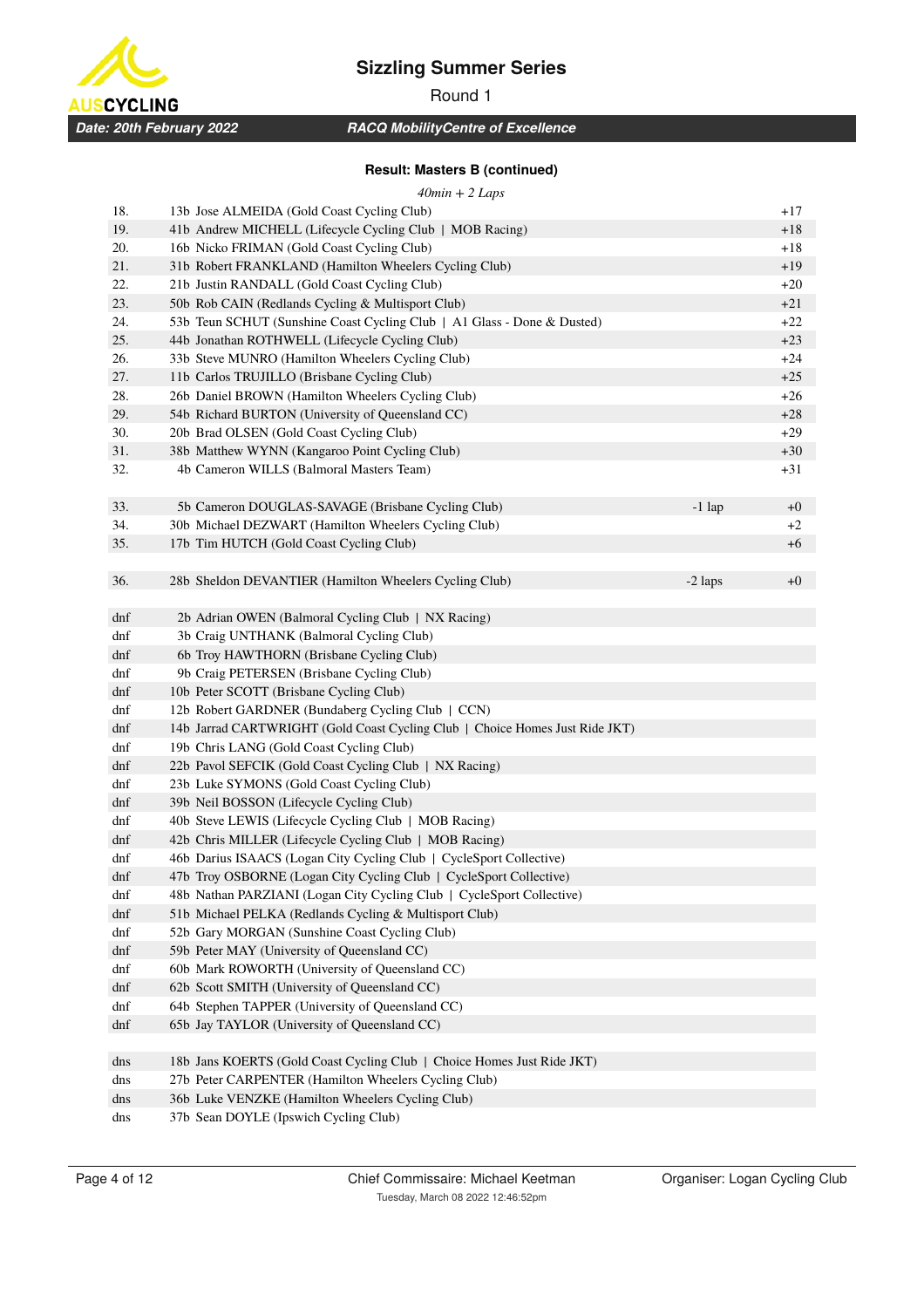# Sizzling Summer Series

Round 1

**Date: 20th February 2022** | ***RACQ MobilityCentre of Excellence***

### Result: Masters B (continued)

*40min + 2 Laps*

| Pos | Rider | Laps | Gap |
|---|---|---|---|
| 18. | 13b Jose ALMEIDA (Gold Coast Cycling Club) | | +17 |
| 19. | 41b Andrew MICHELL (Lifecycle Cycling Club \| MOB Racing) | | +18 |
| 20. | 16b Nicko FRIMAN (Gold Coast Cycling Club) | | +18 |
| 21. | 31b Robert FRANKLAND (Hamilton Wheelers Cycling Club) | | +19 |
| 22. | 21b Justin RANDALL (Gold Coast Cycling Club) | | +20 |
| 23. | 50b Rob CAIN (Redlands Cycling & Multisport Club) | | +21 |
| 24. | 53b Teun SCHUT (Sunshine Coast Cycling Club \| A1 Glass - Done & Dusted) | | +22 |
| 25. | 44b Jonathan ROTHWELL (Lifecycle Cycling Club) | | +23 |
| 26. | 33b Steve MUNRO (Hamilton Wheelers Cycling Club) | | +24 |
| 27. | 11b Carlos TRUJILLO (Brisbane Cycling Club) | | +25 |
| 28. | 26b Daniel BROWN (Hamilton Wheelers Cycling Club) | | +26 |
| 29. | 54b Richard BURTON (University of Queensland CC) | | +28 |
| 30. | 20b Brad OLSEN (Gold Coast Cycling Club) | | +29 |
| 31. | 38b Matthew WYNN (Kangaroo Point Cycling Club) | | +30 |
| 32. | 4b Cameron WILLS (Balmoral Masters Team) | | +31 |
| 33. | 5b Cameron DOUGLAS-SAVAGE (Brisbane Cycling Club) | -1 lap | +0 |
| 34. | 30b Michael DEZWART (Hamilton Wheelers Cycling Club) | | +2 |
| 35. | 17b Tim HUTCH (Gold Coast Cycling Club) | | +6 |
| 36. | 28b Sheldon DEVANTIER (Hamilton Wheelers Cycling Club) | -2 laps | +0 |
| dnf | 2b Adrian OWEN (Balmoral Cycling Club \| NX Racing) | | |
| dnf | 3b Craig UNTHANK (Balmoral Cycling Club) | | |
| dnf | 6b Troy HAWTHORN (Brisbane Cycling Club) | | |
| dnf | 9b Craig PETERSEN (Brisbane Cycling Club) | | |
| dnf | 10b Peter SCOTT (Brisbane Cycling Club) | | |
| dnf | 12b Robert GARDNER (Bundaberg Cycling Club \| CCN) | | |
| dnf | 14b Jarrad CARTWRIGHT (Gold Coast Cycling Club \| Choice Homes Just Ride JKT) | | |
| dnf | 19b Chris LANG (Gold Coast Cycling Club) | | |
| dnf | 22b Pavol SEFCIK (Gold Coast Cycling Club \| NX Racing) | | |
| dnf | 23b Luke SYMONS (Gold Coast Cycling Club) | | |
| dnf | 39b Neil BOSSON (Lifecycle Cycling Club) | | |
| dnf | 40b Steve LEWIS (Lifecycle Cycling Club \| MOB Racing) | | |
| dnf | 42b Chris MILLER (Lifecycle Cycling Club \| MOB Racing) | | |
| dnf | 46b Darius ISAACS (Logan City Cycling Club \| CycleSport Collective) | | |
| dnf | 47b Troy OSBORNE (Logan City Cycling Club \| CycleSport Collective) | | |
| dnf | 48b Nathan PARZIANI (Logan City Cycling Club \| CycleSport Collective) | | |
| dnf | 51b Michael PELKA (Redlands Cycling & Multisport Club) | | |
| dnf | 52b Gary MORGAN (Sunshine Coast Cycling Club) | | |
| dnf | 59b Peter MAY (University of Queensland CC) | | |
| dnf | 60b Mark ROWORTH (University of Queensland CC) | | |
| dnf | 62b Scott SMITH (University of Queensland CC) | | |
| dnf | 64b Stephen TAPPER (University of Queensland CC) | | |
| dnf | 65b Jay TAYLOR (University of Queensland CC) | | |
| dns | 18b Jans KOERTS (Gold Coast Cycling Club \| Choice Homes Just Ride JKT) | | |
| dns | 27b Peter CARPENTER (Hamilton Wheelers Cycling Club) | | |
| dns | 36b Luke VENZKE (Hamilton Wheelers Cycling Club) | | |
| dns | 37b Sean DOYLE (Ipswich Cycling Club) | | |

Chief Commissaire: Michael Keetman
Tuesday, March 08 2022 12:46:52pm

Organiser: Logan Cycling Club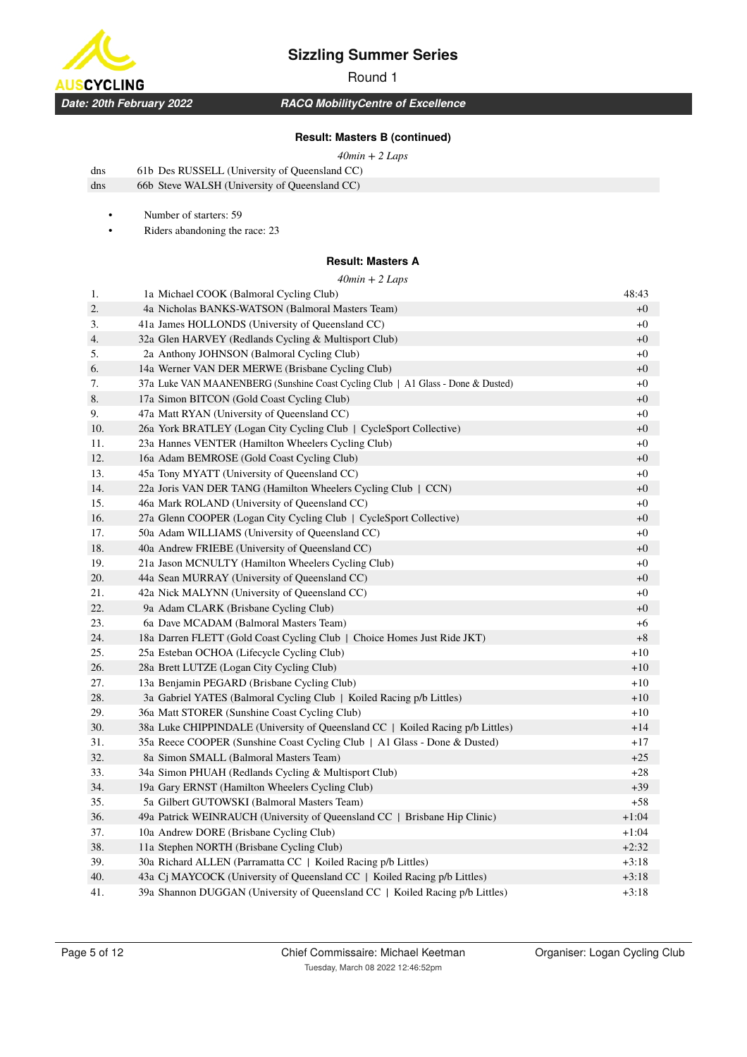# Sizzling Summer Series

Round 1

**Date: 20th February 2022** — **RACQ MobilityCentre of Excellence**

### Result: Masters B (continued)

*40min + 2 Laps*

| | | |
|---|---|---|
| dns | 61b Des RUSSELL (University of Queensland CC) | |
| dns | 66b Steve WALSH (University of Queensland CC) | |

- Number of starters: 59
- Riders abandoning the race: 23

### Result: Masters A

*40min + 2 Laps*

| | | |
|---|---|---|
| 1. | 1a Michael COOK (Balmoral Cycling Club) | 48:43 |
| 2. | 4a Nicholas BANKS-WATSON (Balmoral Masters Team) | +0 |
| 3. | 41a James HOLLONDS (University of Queensland CC) | +0 |
| 4. | 32a Glen HARVEY (Redlands Cycling & Multisport Club) | +0 |
| 5. | 2a Anthony JOHNSON (Balmoral Cycling Club) | +0 |
| 6. | 14a Werner VAN DER MERWE (Brisbane Cycling Club) | +0 |
| 7. | 37a Luke VAN MAANENBERG (Sunshine Coast Cycling Club \| A1 Glass - Done & Dusted) | +0 |
| 8. | 17a Simon BITCON (Gold Coast Cycling Club) | +0 |
| 9. | 47a Matt RYAN (University of Queensland CC) | +0 |
| 10. | 26a York BRATLEY (Logan City Cycling Club \| CycleSport Collective) | +0 |
| 11. | 23a Hannes VENTER (Hamilton Wheelers Cycling Club) | +0 |
| 12. | 16a Adam BEMROSE (Gold Coast Cycling Club) | +0 |
| 13. | 45a Tony MYATT (University of Queensland CC) | +0 |
| 14. | 22a Joris VAN DER TANG (Hamilton Wheelers Cycling Club \| CCN) | +0 |
| 15. | 46a Mark ROLAND (University of Queensland CC) | +0 |
| 16. | 27a Glenn COOPER (Logan City Cycling Club \| CycleSport Collective) | +0 |
| 17. | 50a Adam WILLIAMS (University of Queensland CC) | +0 |
| 18. | 40a Andrew FRIEBE (University of Queensland CC) | +0 |
| 19. | 21a Jason MCNULTY (Hamilton Wheelers Cycling Club) | +0 |
| 20. | 44a Sean MURRAY (University of Queensland CC) | +0 |
| 21. | 42a Nick MALYNN (University of Queensland CC) | +0 |
| 22. | 9a Adam CLARK (Brisbane Cycling Club) | +0 |
| 23. | 6a Dave MCADAM (Balmoral Masters Team) | +6 |
| 24. | 18a Darren FLETT (Gold Coast Cycling Club \| Choice Homes Just Ride JKT) | +8 |
| 25. | 25a Esteban OCHOA (Lifecycle Cycling Club) | +10 |
| 26. | 28a Brett LUTZE (Logan City Cycling Club) | +10 |
| 27. | 13a Benjamin PEGARD (Brisbane Cycling Club) | +10 |
| 28. | 3a Gabriel YATES (Balmoral Cycling Club \| Koiled Racing p/b Littles) | +10 |
| 29. | 36a Matt STORER (Sunshine Coast Cycling Club) | +10 |
| 30. | 38a Luke CHIPPINDALE (University of Queensland CC \| Koiled Racing p/b Littles) | +14 |
| 31. | 35a Reece COOPER (Sunshine Coast Cycling Club \| A1 Glass - Done & Dusted) | +17 |
| 32. | 8a Simon SMALL (Balmoral Masters Team) | +25 |
| 33. | 34a Simon PHUAH (Redlands Cycling & Multisport Club) | +28 |
| 34. | 19a Gary ERNST (Hamilton Wheelers Cycling Club) | +39 |
| 35. | 5a Gilbert GUTOWSKI (Balmoral Masters Team) | +58 |
| 36. | 49a Patrick WEINRAUCH (University of Queensland CC \| Brisbane Hip Clinic) | +1:04 |
| 37. | 10a Andrew DORE (Brisbane Cycling Club) | +1:04 |
| 38. | 11a Stephen NORTH (Brisbane Cycling Club) | +2:32 |
| 39. | 30a Richard ALLEN (Parramatta CC \| Koiled Racing p/b Littles) | +3:18 |
| 40. | 43a Cj MAYCOCK (University of Queensland CC \| Koiled Racing p/b Littles) | +3:18 |
| 41. | 39a Shannon DUGGAN (University of Queensland CC \| Koiled Racing p/b Littles) | +3:18 |

Chief Commissaire: Michael Keetman — Organiser: Logan Cycling Club

Tuesday, March 08 2022 12:46:52pm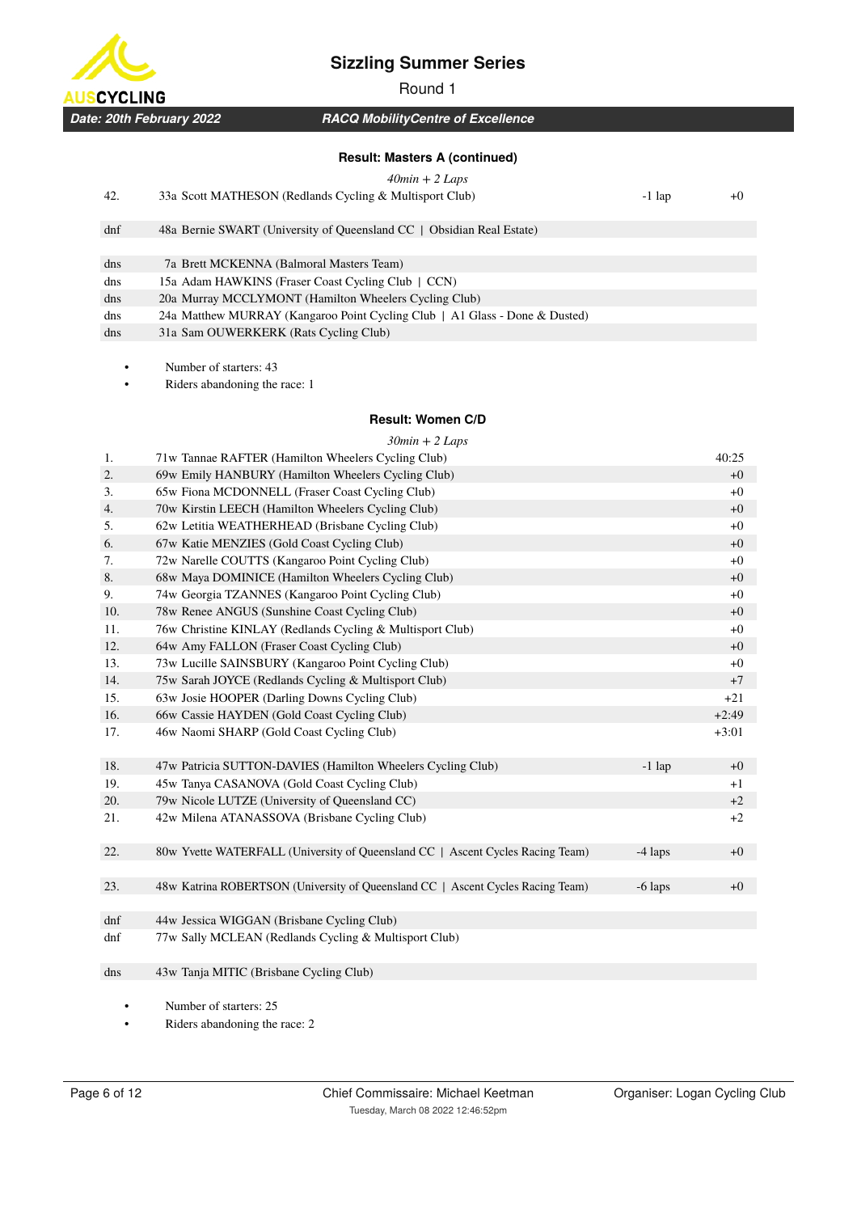# Sizzling Summer Series

Round 1

**Date: 20th February 2022** — **RACQ MobilityCentre of Excellence**

### Result: Masters A (continued)

*40min + 2 Laps*

| Pos | Rider | Laps | Time |
|---|---|---|---|
| 42. | 33a Scott MATHESON (Redlands Cycling & Multisport Club) | -1 lap | +0 |
| dnf | 48a Bernie SWART (University of Queensland CC \| Obsidian Real Estate) | | |
| dns | 7a Brett MCKENNA (Balmoral Masters Team) | | |
| dns | 15a Adam HAWKINS (Fraser Coast Cycling Club \| CCN) | | |
| dns | 20a Murray MCCLYMONT (Hamilton Wheelers Cycling Club) | | |
| dns | 24a Matthew MURRAY (Kangaroo Point Cycling Club \| A1 Glass - Done & Dusted) | | |
| dns | 31a Sam OUWERKERK (Rats Cycling Club) | | |

- Number of starters: 43
- Riders abandoning the race: 1

### Result: Women C/D

*30min + 2 Laps*

| Pos | Rider | Laps | Time |
|---|---|---|---|
| 1. | 71w Tannae RAFTER (Hamilton Wheelers Cycling Club) | | 40:25 |
| 2. | 69w Emily HANBURY (Hamilton Wheelers Cycling Club) | | +0 |
| 3. | 65w Fiona MCDONNELL (Fraser Coast Cycling Club) | | +0 |
| 4. | 70w Kirstin LEECH (Hamilton Wheelers Cycling Club) | | +0 |
| 5. | 62w Letitia WEATHERHEAD (Brisbane Cycling Club) | | +0 |
| 6. | 67w Katie MENZIES (Gold Coast Cycling Club) | | +0 |
| 7. | 72w Narelle COUTTS (Kangaroo Point Cycling Club) | | +0 |
| 8. | 68w Maya DOMINICE (Hamilton Wheelers Cycling Club) | | +0 |
| 9. | 74w Georgia TZANNES (Kangaroo Point Cycling Club) | | +0 |
| 10. | 78w Renee ANGUS (Sunshine Coast Cycling Club) | | +0 |
| 11. | 76w Christine KINLAY (Redlands Cycling & Multisport Club) | | +0 |
| 12. | 64w Amy FALLON (Fraser Coast Cycling Club) | | +0 |
| 13. | 73w Lucille SAINSBURY (Kangaroo Point Cycling Club) | | +0 |
| 14. | 75w Sarah JOYCE (Redlands Cycling & Multisport Club) | | +7 |
| 15. | 63w Josie HOOPER (Darling Downs Cycling Club) | | +21 |
| 16. | 66w Cassie HAYDEN (Gold Coast Cycling Club) | | +2:49 |
| 17. | 46w Naomi SHARP (Gold Coast Cycling Club) | | +3:01 |
| 18. | 47w Patricia SUTTON-DAVIES (Hamilton Wheelers Cycling Club) | -1 lap | +0 |
| 19. | 45w Tanya CASANOVA (Gold Coast Cycling Club) | | +1 |
| 20. | 79w Nicole LUTZE (University of Queensland CC) | | +2 |
| 21. | 42w Milena ATANASSOVA (Brisbane Cycling Club) | | +2 |
| 22. | 80w Yvette WATERFALL (University of Queensland CC \| Ascent Cycles Racing Team) | -4 laps | +0 |
| 23. | 48w Katrina ROBERTSON (University of Queensland CC \| Ascent Cycles Racing Team) | -6 laps | +0 |
| dnf | 44w Jessica WIGGAN (Brisbane Cycling Club) | | |
| dnf | 77w Sally MCLEAN (Redlands Cycling & Multisport Club) | | |
| dns | 43w Tanja MITIC (Brisbane Cycling Club) | | |

- Number of starters: 25
- Riders abandoning the race: 2

Chief Commissaire: Michael Keetman — Organiser: Logan Cycling Club

Tuesday, March 08 2022 12:46:52pm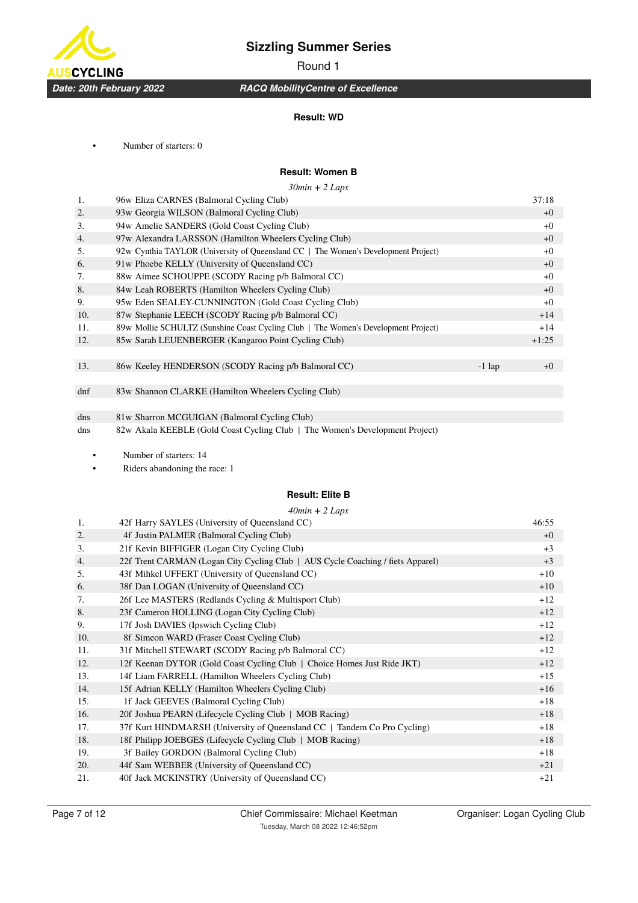# Sizzling Summer Series

Round 1

**Date: 20th February 2022** — **RACQ MobilityCentre of Excellence**

### Result: WD

- Number of starters: 0

### Result: Women B

*30min + 2 Laps*

| | | | |
|---|---|---|---|
| 1. | 96w Eliza CARNES (Balmoral Cycling Club) | | 37:18 |
| 2. | 93w Georgia WILSON (Balmoral Cycling Club) | | +0 |
| 3. | 94w Amelie SANDERS (Gold Coast Cycling Club) | | +0 |
| 4. | 97w Alexandra LARSSON (Hamilton Wheelers Cycling Club) | | +0 |
| 5. | 92w Cynthia TAYLOR (University of Queensland CC \| The Women's Development Project) | | +0 |
| 6. | 91w Phoebe KELLY (University of Queensland CC) | | +0 |
| 7. | 88w Aimee SCHOUPPE (SCODY Racing p/b Balmoral CC) | | +0 |
| 8. | 84w Leah ROBERTS (Hamilton Wheelers Cycling Club) | | +0 |
| 9. | 95w Eden SEALEY-CUNNINGTON (Gold Coast Cycling Club) | | +0 |
| 10. | 87w Stephanie LEECH (SCODY Racing p/b Balmoral CC) | | +14 |
| 11. | 89w Mollie SCHULTZ (Sunshine Coast Cycling Club \| The Women's Development Project) | | +14 |
| 12. | 85w Sarah LEUENBERGER (Kangaroo Point Cycling Club) | | +1:25 |
| 13. | 86w Keeley HENDERSON (SCODY Racing p/b Balmoral CC) | -1 lap | +0 |
| dnf | 83w Shannon CLARKE (Hamilton Wheelers Cycling Club) | | |
| dns | 81w Sharron MCGUIGAN (Balmoral Cycling Club) | | |
| dns | 82w Akala KEEBLE (Gold Coast Cycling Club \| The Women's Development Project) | | |

- Number of starters: 14
- Riders abandoning the race: 1

### Result: Elite B

*40min + 2 Laps*

| | | |
|---|---|---|
| 1. | 42f Harry SAYLES (University of Queensland CC) | 46:55 |
| 2. | 4f Justin PALMER (Balmoral Cycling Club) | +0 |
| 3. | 21f Kevin BIFFIGER (Logan City Cycling Club) | +3 |
| 4. | 22f Trent CARMAN (Logan City Cycling Club \| AUS Cycle Coaching / fiets Apparel) | +3 |
| 5. | 43f Mihkel UFFERT (University of Queensland CC) | +10 |
| 6. | 38f Dan LOGAN (University of Queensland CC) | +10 |
| 7. | 26f Lee MASTERS (Redlands Cycling & Multisport Club) | +12 |
| 8. | 23f Cameron HOLLING (Logan City Cycling Club) | +12 |
| 9. | 17f Josh DAVIES (Ipswich Cycling Club) | +12 |
| 10. | 8f Simeon WARD (Fraser Coast Cycling Club) | +12 |
| 11. | 31f Mitchell STEWART (SCODY Racing p/b Balmoral CC) | +12 |
| 12. | 12f Keenan DYTOR (Gold Coast Cycling Club \| Choice Homes Just Ride JKT) | +12 |
| 13. | 14f Liam FARRELL (Hamilton Wheelers Cycling Club) | +15 |
| 14. | 15f Adrian KELLY (Hamilton Wheelers Cycling Club) | +16 |
| 15. | 1f Jack GEEVES (Balmoral Cycling Club) | +18 |
| 16. | 20f Joshua PEARN (Lifecycle Cycling Club \| MOB Racing) | +18 |
| 17. | 37f Kurt HINDMARSH (University of Queensland CC \| Tandem Co Pro Cycling) | +18 |
| 18. | 18f Philipp JOEBGES (Lifecycle Cycling Club \| MOB Racing) | +18 |
| 19. | 3f Bailey GORDON (Balmoral Cycling Club) | +18 |
| 20. | 44f Sam WEBBER (University of Queensland CC) | +21 |
| 21. | 40f Jack MCKINSTRY (University of Queensland CC) | +21 |

Chief Commissaire: Michael Keetman — Organiser: Logan Cycling Club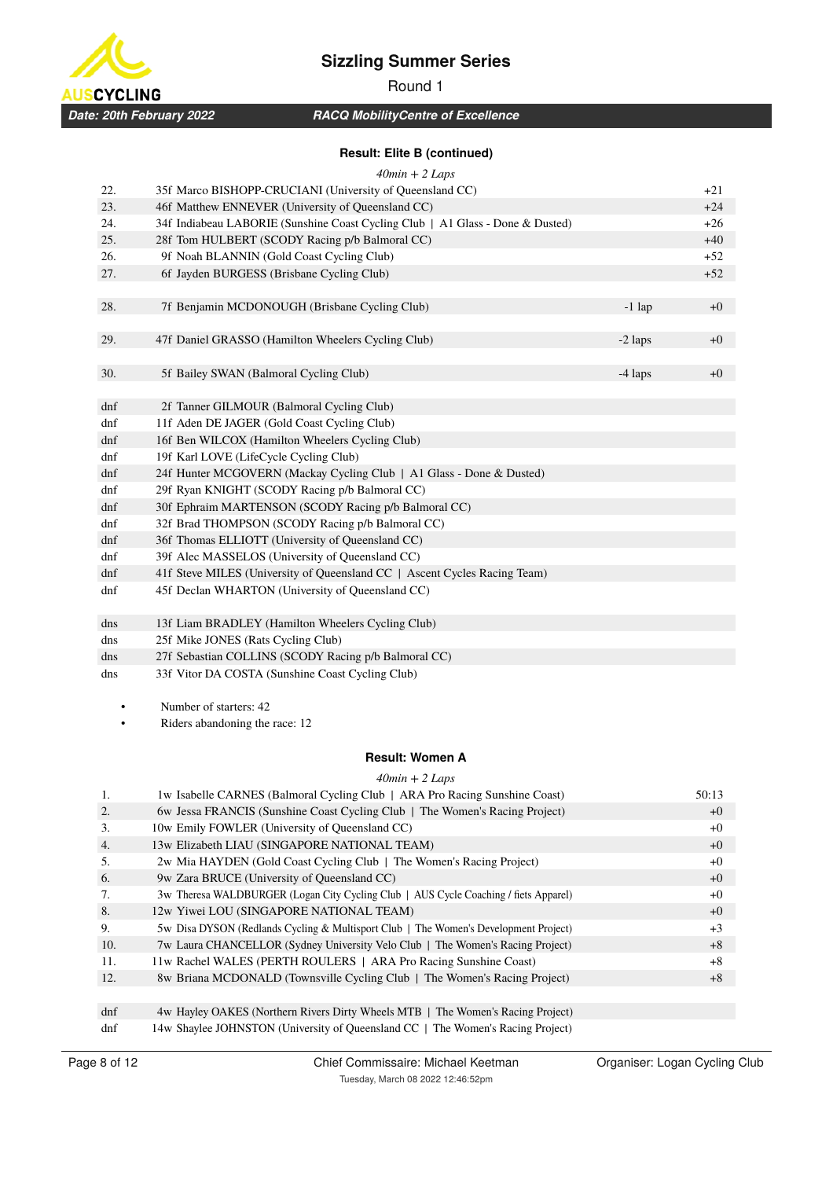# Sizzling Summer Series

Round 1

**Date: 20th February 2022** — **RACQ MobilityCentre of Excellence**

### Result: Elite B (continued)

*40min + 2 Laps*

| Pos | Rider | Laps | Time |
|---|---|---|---|
| 22. | 35f Marco BISHOPP-CRUCIANI (University of Queensland CC) | | +21 |
| 23. | 46f Matthew ENNEVER (University of Queensland CC) | | +24 |
| 24. | 34f Indiabeau LABORIE (Sunshine Coast Cycling Club \| A1 Glass - Done & Dusted) | | +26 |
| 25. | 28f Tom HULBERT (SCODY Racing p/b Balmoral CC) | | +40 |
| 26. | 9f Noah BLANNIN (Gold Coast Cycling Club) | | +52 |
| 27. | 6f Jayden BURGESS (Brisbane Cycling Club) | | +52 |
| 28. | 7f Benjamin MCDONOUGH (Brisbane Cycling Club) | -1 lap | +0 |
| 29. | 47f Daniel GRASSO (Hamilton Wheelers Cycling Club) | -2 laps | +0 |
| 30. | 5f Bailey SWAN (Balmoral Cycling Club) | -4 laps | +0 |
| dnf | 2f Tanner GILMOUR (Balmoral Cycling Club) | | |
| dnf | 11f Aden DE JAGER (Gold Coast Cycling Club) | | |
| dnf | 16f Ben WILCOX (Hamilton Wheelers Cycling Club) | | |
| dnf | 19f Karl LOVE (LifeCycle Cycling Club) | | |
| dnf | 24f Hunter MCGOVERN (Mackay Cycling Club \| A1 Glass - Done & Dusted) | | |
| dnf | 29f Ryan KNIGHT (SCODY Racing p/b Balmoral CC) | | |
| dnf | 30f Ephraim MARTENSON (SCODY Racing p/b Balmoral CC) | | |
| dnf | 32f Brad THOMPSON (SCODY Racing p/b Balmoral CC) | | |
| dnf | 36f Thomas ELLIOTT (University of Queensland CC) | | |
| dnf | 39f Alec MASSELOS (University of Queensland CC) | | |
| dnf | 41f Steve MILES (University of Queensland CC \| Ascent Cycles Racing Team) | | |
| dnf | 45f Declan WHARTON (University of Queensland CC) | | |
| dns | 13f Liam BRADLEY (Hamilton Wheelers Cycling Club) | | |
| dns | 25f Mike JONES (Rats Cycling Club) | | |
| dns | 27f Sebastian COLLINS (SCODY Racing p/b Balmoral CC) | | |
| dns | 33f Vitor DA COSTA (Sunshine Coast Cycling Club) | | |

- Number of starters: 42
- Riders abandoning the race: 12

### Result: Women A

*40min + 2 Laps*

| Pos | Rider | Time |
|---|---|---|
| 1. | 1w Isabelle CARNES (Balmoral Cycling Club \| ARA Pro Racing Sunshine Coast) | 50:13 |
| 2. | 6w Jessa FRANCIS (Sunshine Coast Cycling Club \| The Women's Racing Project) | +0 |
| 3. | 10w Emily FOWLER (University of Queensland CC) | +0 |
| 4. | 13w Elizabeth LIAU (SINGAPORE NATIONAL TEAM) | +0 |
| 5. | 2w Mia HAYDEN (Gold Coast Cycling Club \| The Women's Racing Project) | +0 |
| 6. | 9w Zara BRUCE (University of Queensland CC) | +0 |
| 7. | 3w Theresa WALDBURGER (Logan City Cycling Club \| AUS Cycle Coaching / fiets Apparel) | +0 |
| 8. | 12w Yiwei LOU (SINGAPORE NATIONAL TEAM) | +0 |
| 9. | 5w Disa DYSON (Redlands Cycling & Multisport Club \| The Women's Development Project) | +3 |
| 10. | 7w Laura CHANCELLOR (Sydney University Velo Club \| The Women's Racing Project) | +8 |
| 11. | 11w Rachel WALES (PERTH ROULERS \| ARA Pro Racing Sunshine Coast) | +8 |
| 12. | 8w Briana MCDONALD (Townsville Cycling Club \| The Women's Racing Project) | +8 |
| dnf | 4w Hayley OAKES (Northern Rivers Dirty Wheels MTB \| The Women's Racing Project) | |
| dnf | 14w Shaylee JOHNSTON (University of Queensland CC \| The Women's Racing Project) | |

Chief Commissaire: Michael Keetman — Organiser: Logan Cycling Club

Tuesday, March 08 2022 12:46:52pm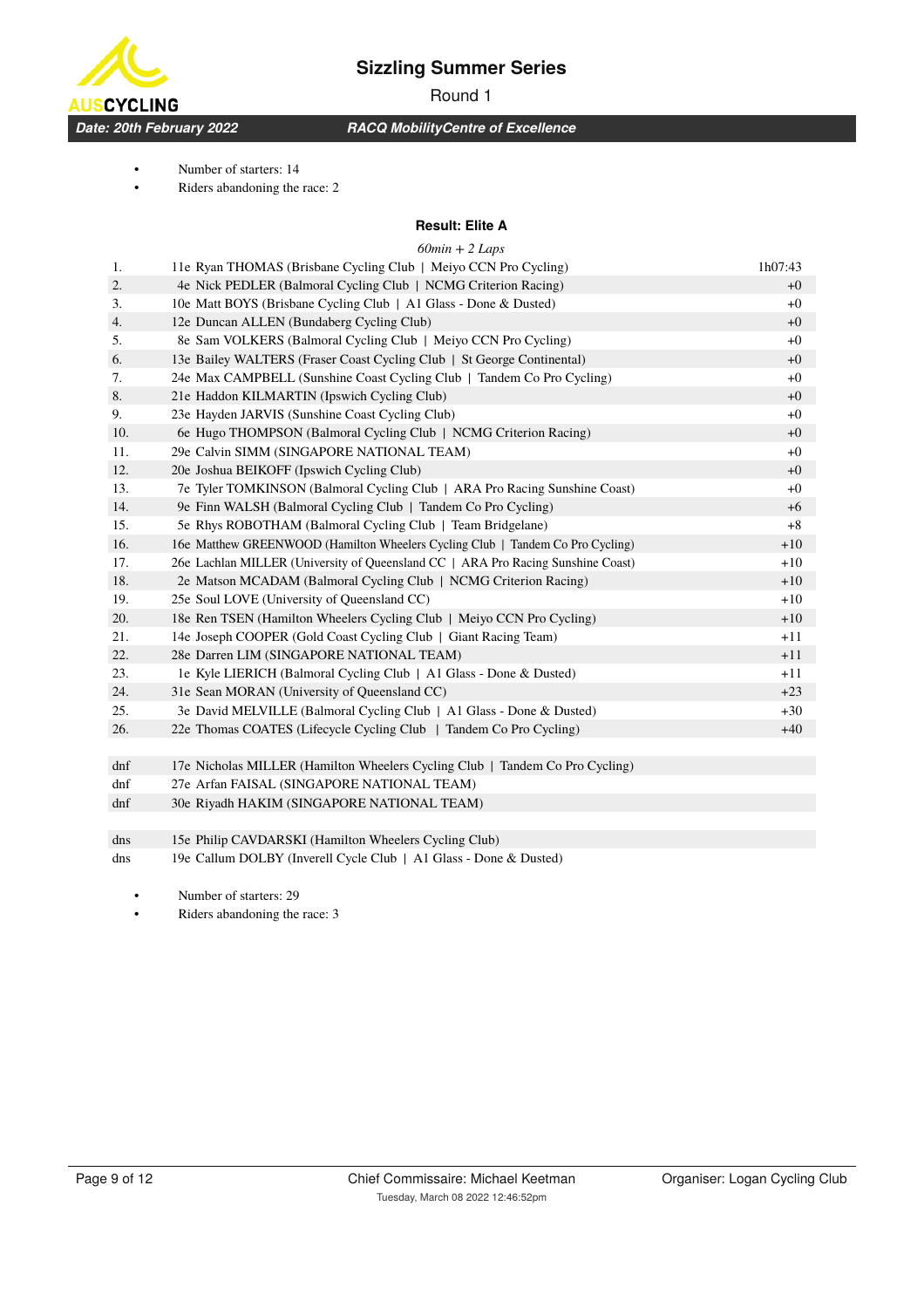# Sizzling Summer Series

Round 1

*Date: 20th February 2022* — *RACQ MobilityCentre of Excellence*

- Number of starters: 14
- Riders abandoning the race: 2

### Result: Elite A

*60min + 2 Laps*

| Pos | Rider | Time |
|---|---|---|
| 1. | 11e Ryan THOMAS (Brisbane Cycling Club \| Meiyo CCN Pro Cycling) | 1h07:43 |
| 2. | 4e Nick PEDLER (Balmoral Cycling Club \| NCMG Criterion Racing) | +0 |
| 3. | 10e Matt BOYS (Brisbane Cycling Club \| A1 Glass - Done & Dusted) | +0 |
| 4. | 12e Duncan ALLEN (Bundaberg Cycling Club) | +0 |
| 5. | 8e Sam VOLKERS (Balmoral Cycling Club \| Meiyo CCN Pro Cycling) | +0 |
| 6. | 13e Bailey WALTERS (Fraser Coast Cycling Club \| St George Continental) | +0 |
| 7. | 24e Max CAMPBELL (Sunshine Coast Cycling Club \| Tandem Co Pro Cycling) | +0 |
| 8. | 21e Haddon KILMARTIN (Ipswich Cycling Club) | +0 |
| 9. | 23e Hayden JARVIS (Sunshine Coast Cycling Club) | +0 |
| 10. | 6e Hugo THOMPSON (Balmoral Cycling Club \| NCMG Criterion Racing) | +0 |
| 11. | 29e Calvin SIMM (SINGAPORE NATIONAL TEAM) | +0 |
| 12. | 20e Joshua BEIKOFF (Ipswich Cycling Club) | +0 |
| 13. | 7e Tyler TOMKINSON (Balmoral Cycling Club \| ARA Pro Racing Sunshine Coast) | +0 |
| 14. | 9e Finn WALSH (Balmoral Cycling Club \| Tandem Co Pro Cycling) | +6 |
| 15. | 5e Rhys ROBOTHAM (Balmoral Cycling Club \| Team Bridgelane) | +8 |
| 16. | 16e Matthew GREENWOOD (Hamilton Wheelers Cycling Club \| Tandem Co Pro Cycling) | +10 |
| 17. | 26e Lachlan MILLER (University of Queensland CC \| ARA Pro Racing Sunshine Coast) | +10 |
| 18. | 2e Matson MCADAM (Balmoral Cycling Club \| NCMG Criterion Racing) | +10 |
| 19. | 25e Soul LOVE (University of Queensland CC) | +10 |
| 20. | 18e Ren TSEN (Hamilton Wheelers Cycling Club \| Meiyo CCN Pro Cycling) | +10 |
| 21. | 14e Joseph COOPER (Gold Coast Cycling Club \| Giant Racing Team) | +11 |
| 22. | 28e Darren LIM (SINGAPORE NATIONAL TEAM) | +11 |
| 23. | 1e Kyle LIERICH (Balmoral Cycling Club \| A1 Glass - Done & Dusted) | +11 |
| 24. | 31e Sean MORAN (University of Queensland CC) | +23 |
| 25. | 3e David MELVILLE (Balmoral Cycling Club \| A1 Glass - Done & Dusted) | +30 |
| 26. | 22e Thomas COATES (Lifecycle Cycling Club \| Tandem Co Pro Cycling) | +40 |
| dnf | 17e Nicholas MILLER (Hamilton Wheelers Cycling Club \| Tandem Co Pro Cycling) | |
| dnf | 27e Arfan FAISAL (SINGAPORE NATIONAL TEAM) | |
| dnf | 30e Riyadh HAKIM (SINGAPORE NATIONAL TEAM) | |
| dns | 15e Philip CAVDARSKI (Hamilton Wheelers Cycling Club) | |
| dns | 19e Callum DOLBY (Inverell Cycle Club \| A1 Glass - Done & Dusted) | |

- Number of starters: 29
- Riders abandoning the race: 3

Chief Commissaire: Michael Keetman — Organiser: Logan Cycling Club

Tuesday, March 08 2022 12:46:52pm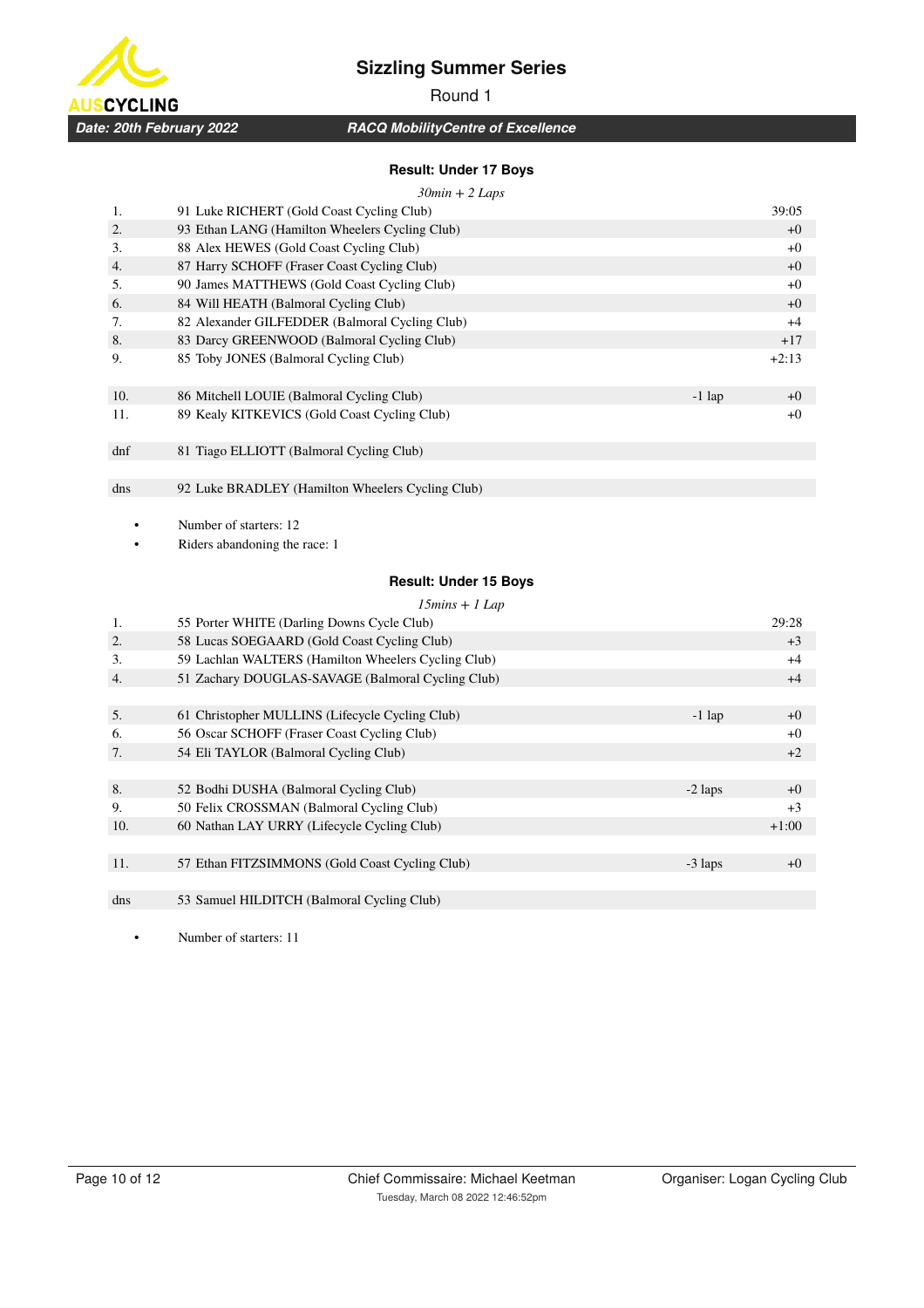# Sizzling Summer Series

Round 1

***Date: 20th February 2022*** ***RACQ MobilityCentre of Excellence***

## Result: Under 17 Boys

*30min + 2 Laps*

| Pos | Rider | Laps | Time |
|---|---|---|---|
| 1. | 91 Luke RICHERT (Gold Coast Cycling Club) | | 39:05 |
| 2. | 93 Ethan LANG (Hamilton Wheelers Cycling Club) | | +0 |
| 3. | 88 Alex HEWES (Gold Coast Cycling Club) | | +0 |
| 4. | 87 Harry SCHOFF (Fraser Coast Cycling Club) | | +0 |
| 5. | 90 James MATTHEWS (Gold Coast Cycling Club) | | +0 |
| 6. | 84 Will HEATH (Balmoral Cycling Club) | | +0 |
| 7. | 82 Alexander GILFEDDER (Balmoral Cycling Club) | | +4 |
| 8. | 83 Darcy GREENWOOD (Balmoral Cycling Club) | | +17 |
| 9. | 85 Toby JONES (Balmoral Cycling Club) | | +2:13 |
| 10. | 86 Mitchell LOUIE (Balmoral Cycling Club) | -1 lap | +0 |
| 11. | 89 Kealy KITKEVICS (Gold Coast Cycling Club) | | +0 |
| dnf | 81 Tiago ELLIOTT (Balmoral Cycling Club) | | |
| dns | 92 Luke BRADLEY (Hamilton Wheelers Cycling Club) | | |

- Number of starters: 12
- Riders abandoning the race: 1

## Result: Under 15 Boys

*15mins + 1 Lap*

| Pos | Rider | Laps | Time |
|---|---|---|---|
| 1. | 55 Porter WHITE (Darling Downs Cycle Club) | | 29:28 |
| 2. | 58 Lucas SOEGAARD (Gold Coast Cycling Club) | | +3 |
| 3. | 59 Lachlan WALTERS (Hamilton Wheelers Cycling Club) | | +4 |
| 4. | 51 Zachary DOUGLAS-SAVAGE (Balmoral Cycling Club) | | +4 |
| 5. | 61 Christopher MULLINS (Lifecycle Cycling Club) | -1 lap | +0 |
| 6. | 56 Oscar SCHOFF (Fraser Coast Cycling Club) | | +0 |
| 7. | 54 Eli TAYLOR (Balmoral Cycling Club) | | +2 |
| 8. | 52 Bodhi DUSHA (Balmoral Cycling Club) | -2 laps | +0 |
| 9. | 50 Felix CROSSMAN (Balmoral Cycling Club) | | +3 |
| 10. | 60 Nathan LAY URRY (Lifecycle Cycling Club) | | +1:00 |
| 11. | 57 Ethan FITZSIMMONS (Gold Coast Cycling Club) | -3 laps | +0 |
| dns | 53 Samuel HILDITCH (Balmoral Cycling Club) | | |

- Number of starters: 11

Chief Commissaire: Michael Keetman

Organiser: Logan Cycling Club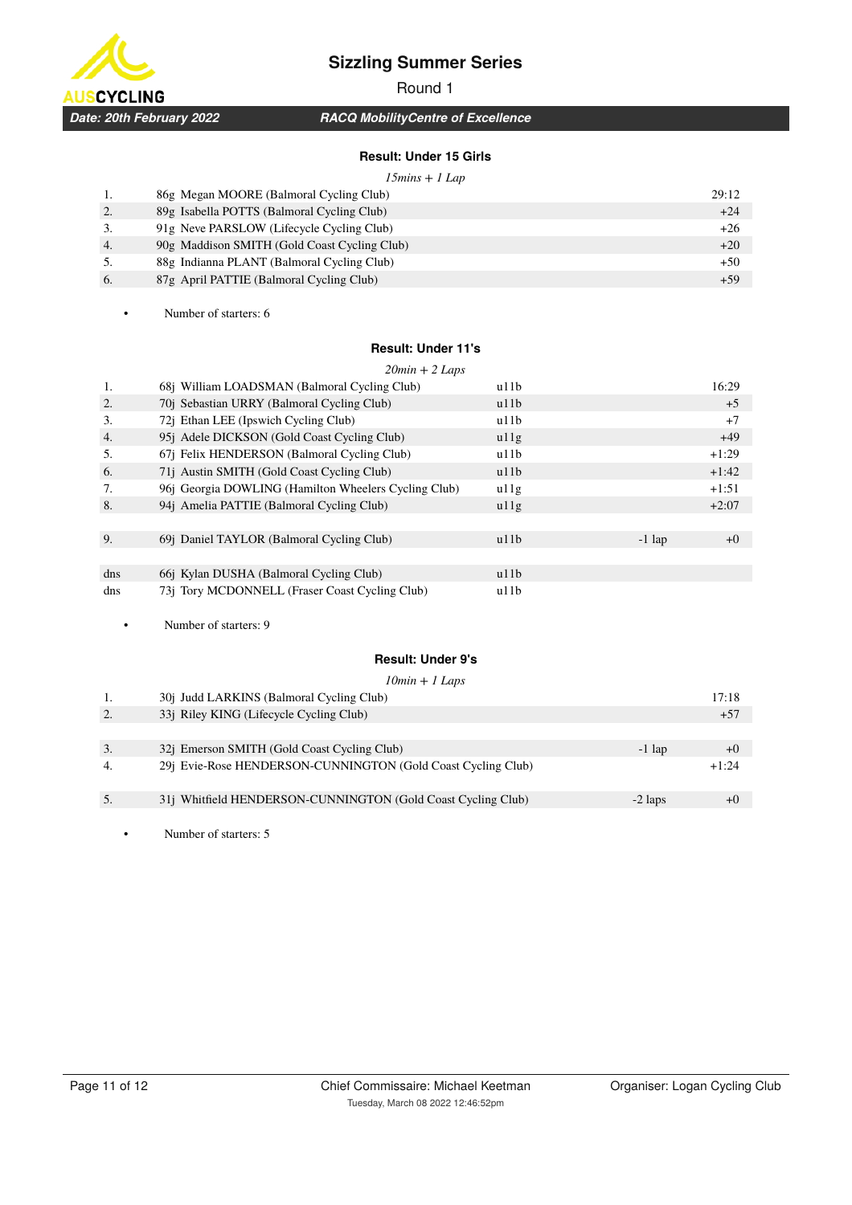# Sizzling Summer Series

Round 1

**Date: 20th February 2022** — **RACQ MobilityCentre of Excellence**

### Result: Under 15 Girls

*15mins + 1 Lap*

| Pos | Rider | Time |
|---|---|---|
| 1. | 86g Megan MOORE (Balmoral Cycling Club) | 29:12 |
| 2. | 89g Isabella POTTS (Balmoral Cycling Club) | +24 |
| 3. | 91g Neve PARSLOW (Lifecycle Cycling Club) | +26 |
| 4. | 90g Maddison SMITH (Gold Coast Cycling Club) | +20 |
| 5. | 88g Indianna PLANT (Balmoral Cycling Club) | +50 |
| 6. | 87g April PATTIE (Balmoral Cycling Club) | +59 |

- Number of starters: 6

### Result: Under 11's

*20min + 2 Laps*

| Pos | Rider | Category | Laps | Time |
|---|---|---|---|---|
| 1. | 68j William LOADSMAN (Balmoral Cycling Club) | u11b | | 16:29 |
| 2. | 70j Sebastian URRY (Balmoral Cycling Club) | u11b | | +5 |
| 3. | 72j Ethan LEE (Ipswich Cycling Club) | u11b | | +7 |
| 4. | 95j Adele DICKSON (Gold Coast Cycling Club) | u11g | | +49 |
| 5. | 67j Felix HENDERSON (Balmoral Cycling Club) | u11b | | +1:29 |
| 6. | 71j Austin SMITH (Gold Coast Cycling Club) | u11b | | +1:42 |
| 7. | 96j Georgia DOWLING (Hamilton Wheelers Cycling Club) | u11g | | +1:51 |
| 8. | 94j Amelia PATTIE (Balmoral Cycling Club) | u11g | | +2:07 |
| 9. | 69j Daniel TAYLOR (Balmoral Cycling Club) | u11b | -1 lap | +0 |
| dns | 66j Kylan DUSHA (Balmoral Cycling Club) | u11b | | |
| dns | 73j Tory MCDONNELL (Fraser Coast Cycling Club) | u11b | | |

- Number of starters: 9

### Result: Under 9's

*10min + 1 Laps*

| Pos | Rider | Laps | Time |
|---|---|---|---|
| 1. | 30j Judd LARKINS (Balmoral Cycling Club) | | 17:18 |
| 2. | 33j Riley KING (Lifecycle Cycling Club) | | +57 |
| 3. | 32j Emerson SMITH (Gold Coast Cycling Club) | -1 lap | +0 |
| 4. | 29j Evie-Rose HENDERSON-CUNNINGTON (Gold Coast Cycling Club) | | +1:24 |
| 5. | 31j Whitfield HENDERSON-CUNNINGTON (Gold Coast Cycling Club) | -2 laps | +0 |

- Number of starters: 5

Chief Commissaire: Michael Keetman

Tuesday, March 08 2022 12:46:52pm

Organiser: Logan Cycling Club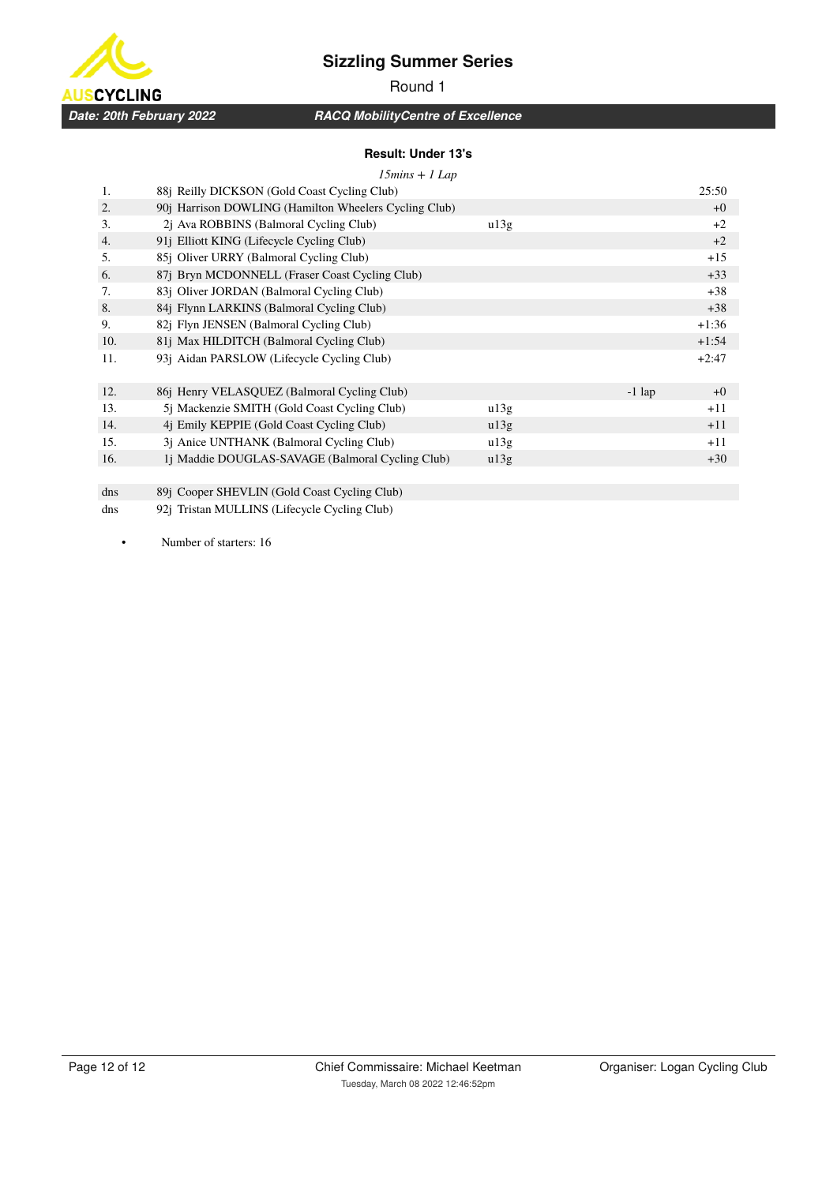# Sizzling Summer Series

Round 1

***Date: 20th February 2022*** ***RACQ MobilityCentre of Excellence***

### Result: Under 13's

*15mins + 1 Lap*

| | | | | |
|---|---|---|---|---|
| 1. | 88j Reilly DICKSON (Gold Coast Cycling Club) | | | 25:50 |
| 2. | 90j Harrison DOWLING (Hamilton Wheelers Cycling Club) | | | +0 |
| 3. | 2j Ava ROBBINS (Balmoral Cycling Club) | u13g | | +2 |
| 4. | 91j Elliott KING (Lifecycle Cycling Club) | | | +2 |
| 5. | 85j Oliver URRY (Balmoral Cycling Club) | | | +15 |
| 6. | 87j Bryn MCDONNELL (Fraser Coast Cycling Club) | | | +33 |
| 7. | 83j Oliver JORDAN (Balmoral Cycling Club) | | | +38 |
| 8. | 84j Flynn LARKINS (Balmoral Cycling Club) | | | +38 |
| 9. | 82j Flyn JENSEN (Balmoral Cycling Club) | | | +1:36 |
| 10. | 81j Max HILDITCH (Balmoral Cycling Club) | | | +1:54 |
| 11. | 93j Aidan PARSLOW (Lifecycle Cycling Club) | | | +2:47 |
| | | | | |
| 12. | 86j Henry VELASQUEZ (Balmoral Cycling Club) | | -1 lap | +0 |
| 13. | 5j Mackenzie SMITH (Gold Coast Cycling Club) | u13g | | +11 |
| 14. | 4j Emily KEPPIE (Gold Coast Cycling Club) | u13g | | +11 |
| 15. | 3j Anice UNTHANK (Balmoral Cycling Club) | u13g | | +11 |
| 16. | 1j Maddie DOUGLAS-SAVAGE (Balmoral Cycling Club) | u13g | | +30 |
| | | | | |
| dns | 89j Cooper SHEVLIN (Gold Coast Cycling Club) | | | |
| dns | 92j Tristan MULLINS (Lifecycle Cycling Club) | | | |

- Number of starters: 16

Chief Commissaire: Michael Keetman

Organiser: Logan Cycling Club

Tuesday, March 08 2022 12:46:52pm